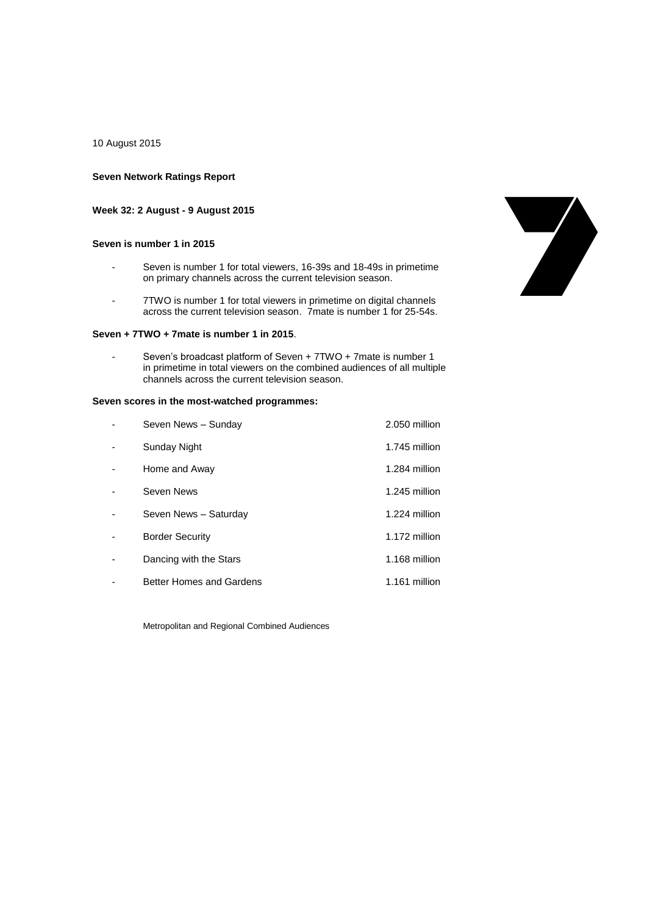10 August 2015

**Seven Network Ratings Report**

**Week 32: 2 August - 9 August 2015**

**Seven is number 1 in 2015**

- Seven is number 1 for total viewers, 16-39s and 18-49s in primetime on primary channels across the current television season.
- 7TWO is number 1 for total viewers in primetime on digital channels across the current television season. 7mate is number 1 for 25-54s.

**Seven + 7TWO + 7mate is number 1 in 2015**.

- Seven's broadcast platform of Seven + 7TWO + 7mate is number 1 in primetime in total viewers on the combined audiences of all multiple channels across the current television season.

**Seven scores in the most-watched programmes:**

| | |
|---|---|
| - Seven News – Sunday | 2.050 million |
| - Sunday Night | 1.745 million |
| - Home and Away | 1.284 million |
| - Seven News | 1.245 million |
| - Seven News – Saturday | 1.224 million |
| - Border Security | 1.172 million |
| - Dancing with the Stars | 1.168 million |
| - Better Homes and Gardens | 1.161 million |

Metropolitan and Regional Combined Audiences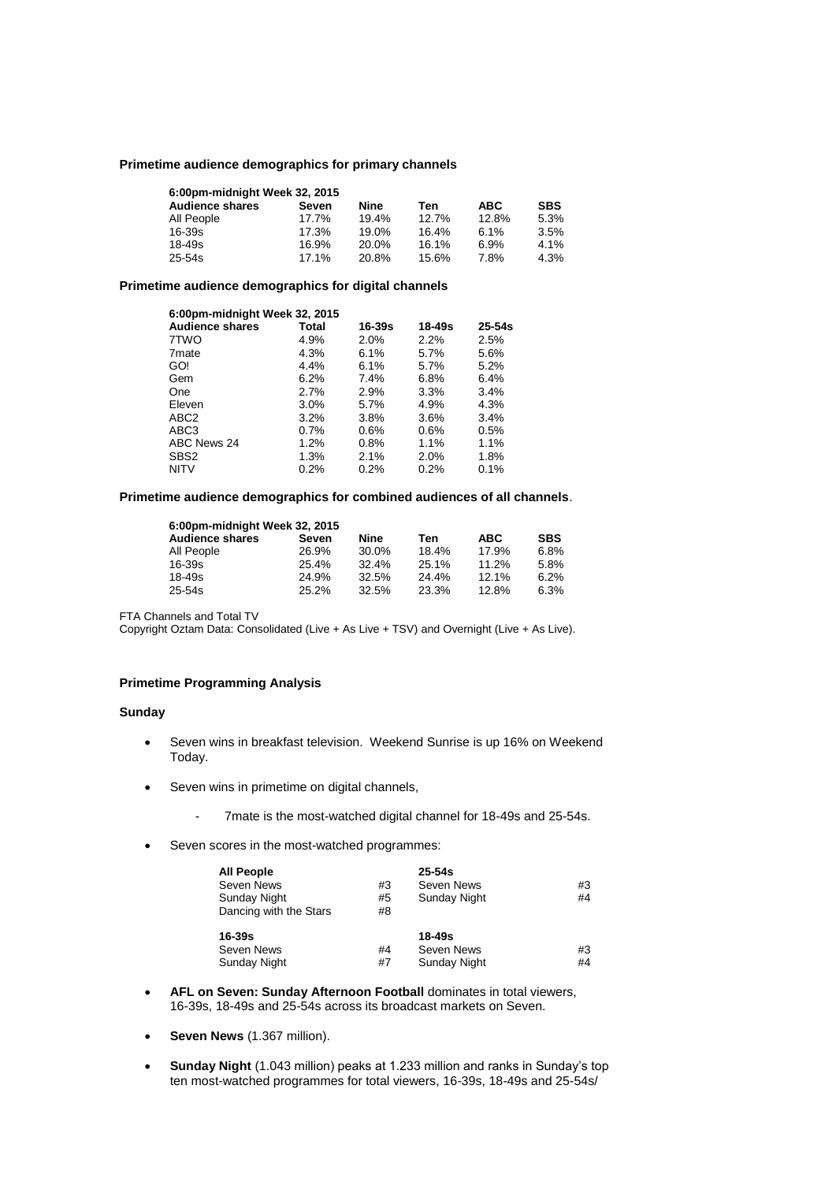**Primetime audience demographics for primary channels**

| 6:00pm-midnight Week 32, 2015 | | | | | |
|---|---|---|---|---|---|
| **Audience shares** | **Seven** | **Nine** | **Ten** | **ABC** | **SBS** |
| All People | 17.7% | 19.4% | 12.7% | 12.8% | 5.3% |
| 16-39s | 17.3% | 19.0% | 16.4% | 6.1% | 3.5% |
| 18-49s | 16.9% | 20.0% | 16.1% | 6.9% | 4.1% |
| 25-54s | 17.1% | 20.8% | 15.6% | 7.8% | 4.3% |

**Primetime audience demographics for digital channels**

| 6:00pm-midnight Week 32, 2015 | | | | |
|---|---|---|---|---|
| **Audience shares** | **Total** | **16-39s** | **18-49s** | **25-54s** |
| 7TWO | 4.9% | 2.0% | 2.2% | 2.5% |
| 7mate | 4.3% | 6.1% | 5.7% | 5.6% |
| GO! | 4.4% | 6.1% | 5.7% | 5.2% |
| Gem | 6.2% | 7.4% | 6.8% | 6.4% |
| One | 2.7% | 2.9% | 3.3% | 3.4% |
| Eleven | 3.0% | 5.7% | 4.9% | 4.3% |
| ABC2 | 3.2% | 3.8% | 3.6% | 3.4% |
| ABC3 | 0.7% | 0.6% | 0.6% | 0.5% |
| ABC News 24 | 1.2% | 0.8% | 1.1% | 1.1% |
| SBS2 | 1.3% | 2.1% | 2.0% | 1.8% |
| NITV | 0.2% | 0.2% | 0.2% | 0.1% |

**Primetime audience demographics for combined audiences of all channels**.

| 6:00pm-midnight Week 32, 2015 | | | | | |
|---|---|---|---|---|---|
| **Audience shares** | **Seven** | **Nine** | **Ten** | **ABC** | **SBS** |
| All People | 26.9% | 30.0% | 18.4% | 17.9% | 6.8% |
| 16-39s | 25.4% | 32.4% | 25.1% | 11.2% | 5.8% |
| 18-49s | 24.9% | 32.5% | 24.4% | 12.1% | 6.2% |
| 25-54s | 25.2% | 32.5% | 23.3% | 12.8% | 6.3% |

FTA Channels and Total TV
Copyright Oztam Data: Consolidated (Live + As Live + TSV) and Overnight (Live + As Live).

**Primetime Programming Analysis**

**Sunday**

- Seven wins in breakfast television. Weekend Sunrise is up 16% on Weekend Today.
- Seven wins in primetime on digital channels,
  - 7mate is the most-watched digital channel for 18-49s and 25-54s.
- Seven scores in the most-watched programmes:

| **All People** | | **25-54s** | |
|---|---|---|---|
| Seven News | #3 | Seven News | #3 |
| Sunday Night | #5 | Sunday Night | #4 |
| Dancing with the Stars | #8 | | |
| **16-39s** | | **18-49s** | |
| Seven News | #4 | Seven News | #3 |
| Sunday Night | #7 | Sunday Night | #4 |

- **AFL on Seven: Sunday Afternoon Football** dominates in total viewers, 16-39s, 18-49s and 25-54s across its broadcast markets on Seven.
- **Seven News** (1.367 million).
- **Sunday Night** (1.043 million) peaks at 1.233 million and ranks in Sunday's top ten most-watched programmes for total viewers, 16-39s, 18-49s and 25-54s/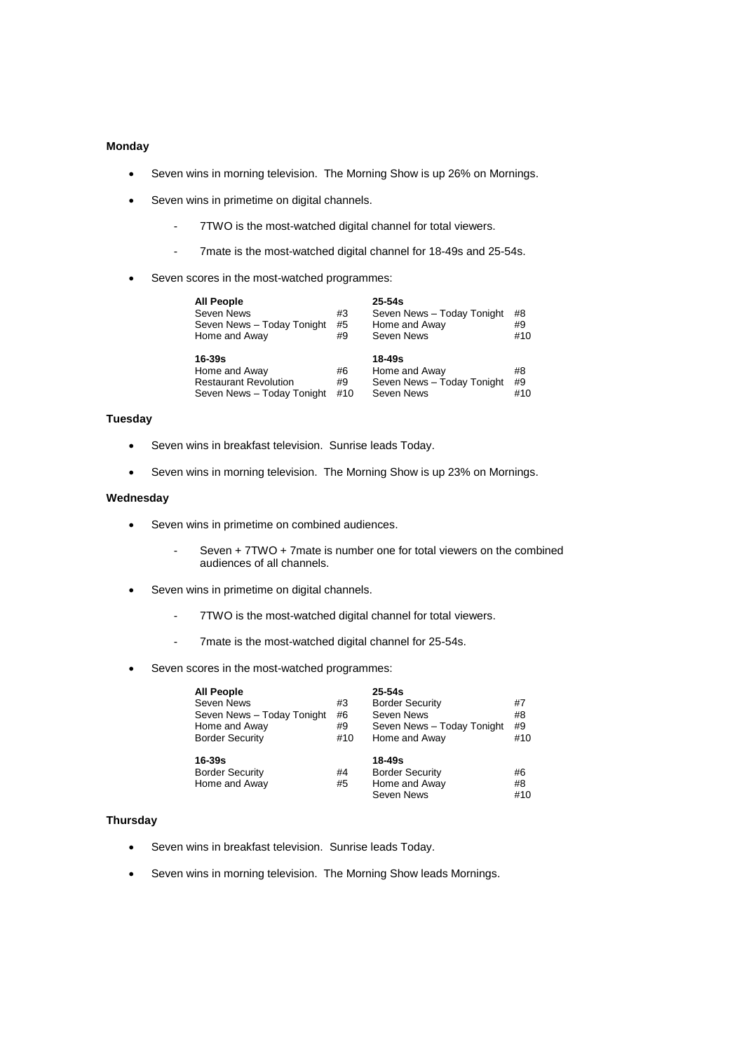**Monday**

- Seven wins in morning television. The Morning Show is up 26% on Mornings.
- Seven wins in primetime on digital channels.
  - 7TWO is the most-watched digital channel for total viewers.
  - 7mate is the most-watched digital channel for 18-49s and 25-54s.
- Seven scores in the most-watched programmes:

| **All People** | | **25-54s** | |
|---|---|---|---|
| Seven News | #3 | Seven News – Today Tonight | #8 |
| Seven News – Today Tonight | #5 | Home and Away | #9 |
| Home and Away | #9 | Seven News | #10 |
| **16-39s** | | **18-49s** | |
| Home and Away | #6 | Home and Away | #8 |
| Restaurant Revolution | #9 | Seven News – Today Tonight | #9 |
| Seven News – Today Tonight | #10 | Seven News | #10 |

**Tuesday**

- Seven wins in breakfast television. Sunrise leads Today.
- Seven wins in morning television. The Morning Show is up 23% on Mornings.

**Wednesday**

- Seven wins in primetime on combined audiences.
  - Seven + 7TWO + 7mate is number one for total viewers on the combined audiences of all channels.
- Seven wins in primetime on digital channels.
  - 7TWO is the most-watched digital channel for total viewers.
  - 7mate is the most-watched digital channel for 25-54s.
- Seven scores in the most-watched programmes:

| **All People** | | **25-54s** | |
|---|---|---|---|
| Seven News | #3 | Border Security | #7 |
| Seven News – Today Tonight | #6 | Seven News | #8 |
| Home and Away | #9 | Seven News – Today Tonight | #9 |
| Border Security | #10 | Home and Away | #10 |
| **16-39s** | | **18-49s** | |
| Border Security | #4 | Border Security | #6 |
| Home and Away | #5 | Home and Away | #8 |
| | | Seven News | #10 |

**Thursday**

- Seven wins in breakfast television. Sunrise leads Today.
- Seven wins in morning television. The Morning Show leads Mornings.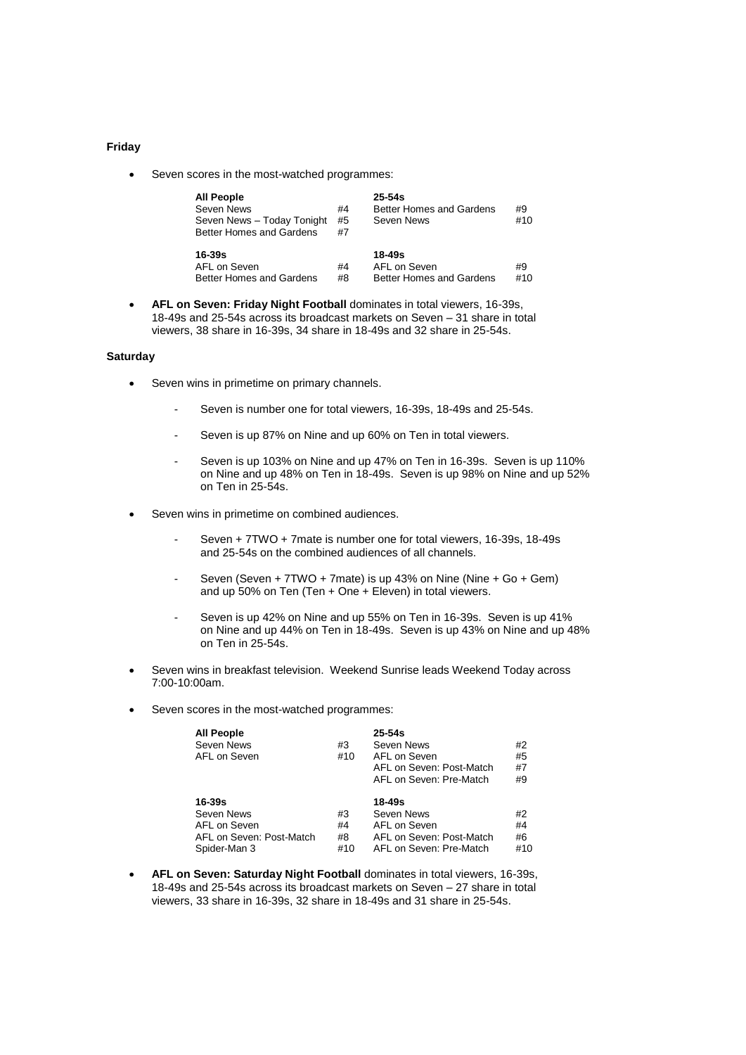**Friday**

- Seven scores in the most-watched programmes:

| **All People** | | **25-54s** | |
|---|---|---|---|
| Seven News | #4 | Better Homes and Gardens | #9 |
| Seven News – Today Tonight | #5 | Seven News | #10 |
| Better Homes and Gardens | #7 | | |

| **16-39s** | | **18-49s** | |
|---|---|---|---|
| AFL on Seven | #4 | AFL on Seven | #9 |
| Better Homes and Gardens | #8 | Better Homes and Gardens | #10 |

- **AFL on Seven: Friday Night Football** dominates in total viewers, 16-39s, 18-49s and 25-54s across its broadcast markets on Seven – 31 share in total viewers, 38 share in 16-39s, 34 share in 18-49s and 32 share in 25-54s.

**Saturday**

- Seven wins in primetime on primary channels.
  - Seven is number one for total viewers, 16-39s, 18-49s and 25-54s.
  - Seven is up 87% on Nine and up 60% on Ten in total viewers.
  - Seven is up 103% on Nine and up 47% on Ten in 16-39s. Seven is up 110% on Nine and up 48% on Ten in 18-49s. Seven is up 98% on Nine and up 52% on Ten in 25-54s.
- Seven wins in primetime on combined audiences.
  - Seven + 7TWO + 7mate is number one for total viewers, 16-39s, 18-49s and 25-54s on the combined audiences of all channels.
  - Seven (Seven + 7TWO + 7mate) is up 43% on Nine (Nine + Go + Gem) and up 50% on Ten (Ten + One + Eleven) in total viewers.
  - Seven is up 42% on Nine and up 55% on Ten in 16-39s. Seven is up 41% on Nine and up 44% on Ten in 18-49s. Seven is up 43% on Nine and up 48% on Ten in 25-54s.
- Seven wins in breakfast television. Weekend Sunrise leads Weekend Today across 7:00-10:00am.
- Seven scores in the most-watched programmes:

| **All People** | | **25-54s** | |
|---|---|---|---|
| Seven News | #3 | Seven News | #2 |
| AFL on Seven | #10 | AFL on Seven | #5 |
| | | AFL on Seven: Post-Match | #7 |
| | | AFL on Seven: Pre-Match | #9 |

| **16-39s** | | **18-49s** | |
|---|---|---|---|
| Seven News | #3 | Seven News | #2 |
| AFL on Seven | #4 | AFL on Seven | #4 |
| AFL on Seven: Post-Match | #8 | AFL on Seven: Post-Match | #6 |
| Spider-Man 3 | #10 | AFL on Seven: Pre-Match | #10 |

- **AFL on Seven: Saturday Night Football** dominates in total viewers, 16-39s, 18-49s and 25-54s across its broadcast markets on Seven – 27 share in total viewers, 33 share in 16-39s, 32 share in 18-49s and 31 share in 25-54s.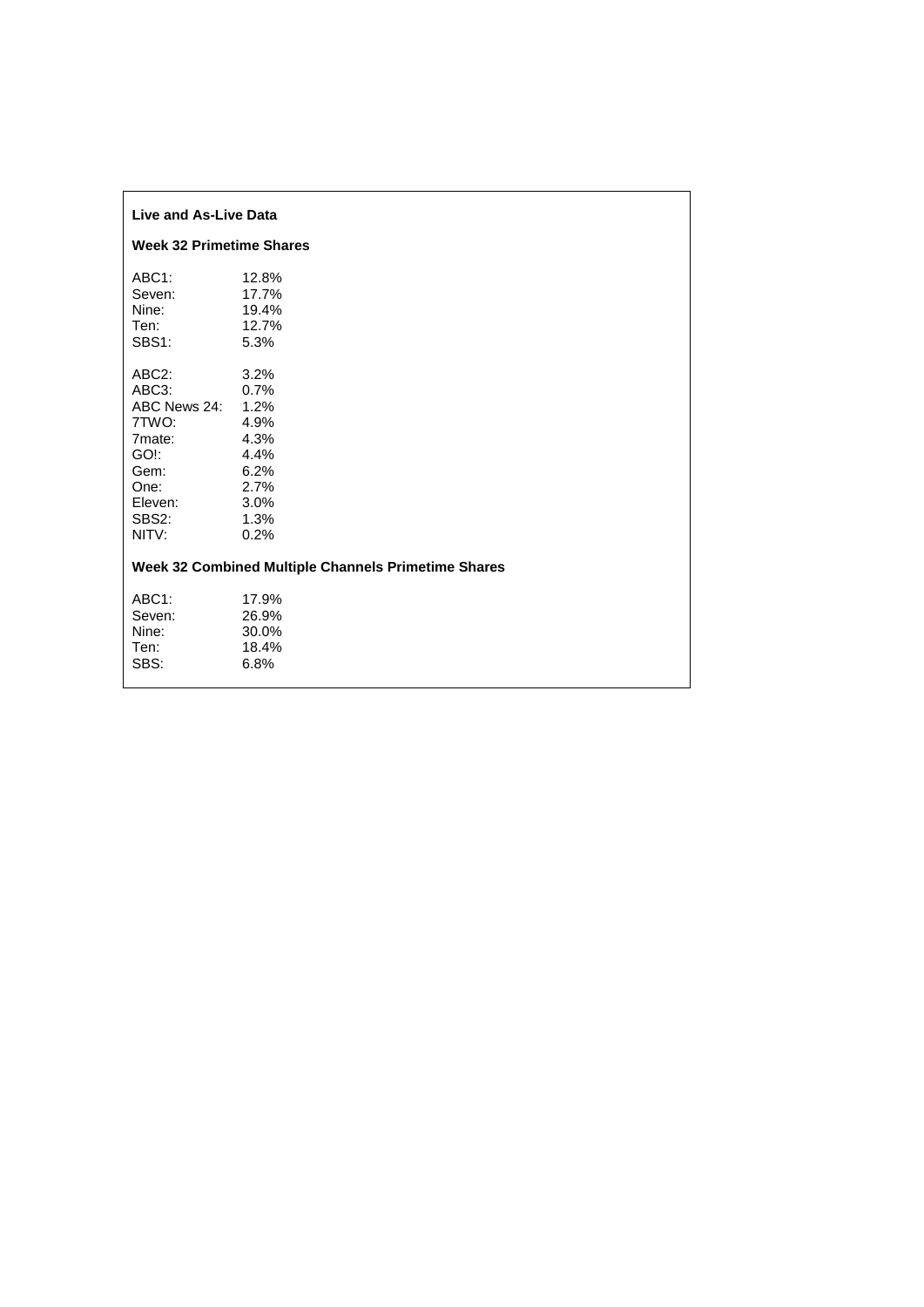**Live and As-Live Data**

**Week 32 Primetime Shares**

| | |
|---|---|
| ABC1: | 12.8% |
| Seven: | 17.7% |
| Nine: | 19.4% |
| Ten: | 12.7% |
| SBS1: | 5.3% |

| | |
|---|---|
| ABC2: | 3.2% |
| ABC3: | 0.7% |
| ABC News 24: | 1.2% |
| 7TWO: | 4.9% |
| 7mate: | 4.3% |
| GO!: | 4.4% |
| Gem: | 6.2% |
| One: | 2.7% |
| Eleven: | 3.0% |
| SBS2: | 1.3% |
| NITV: | 0.2% |

**Week 32 Combined Multiple Channels Primetime Shares**

| | |
|---|---|
| ABC1: | 17.9% |
| Seven: | 26.9% |
| Nine: | 30.0% |
| Ten: | 18.4% |
| SBS: | 6.8% |